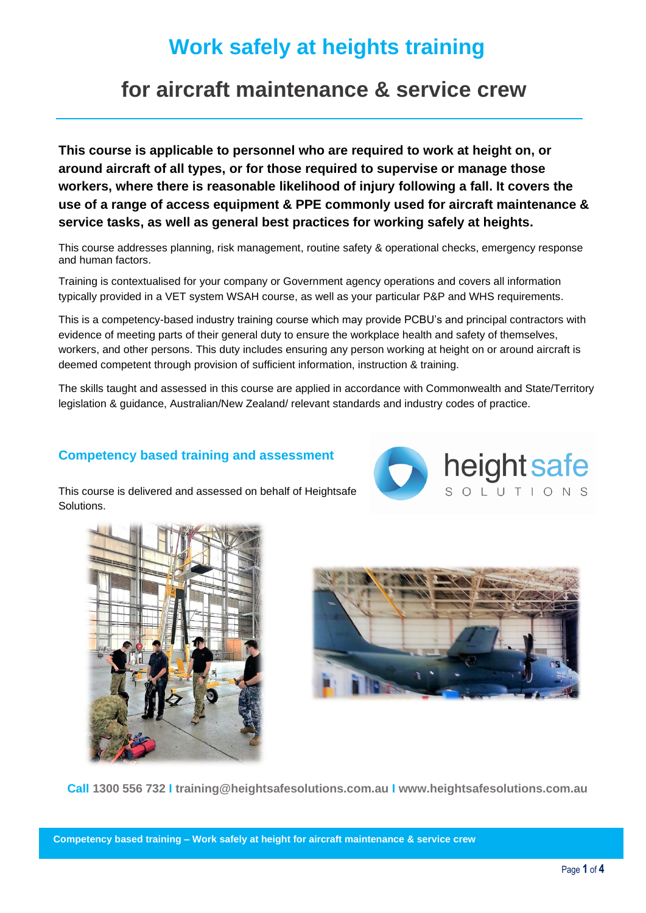# Work safely at heights training

## for aircraft maintenance & service crew

**This course is applicable to personnel who are required to work at height on, or around aircraft of all types, or for those required to supervise or manage those workers, where there is reasonable likelihood of injury following a fall. It covers the use of a range of access equipment & PPE commonly used for aircraft maintenance & service tasks, as well as general best practices for working safely at heights.**

This course addresses planning, risk management, routine safety & operational checks, emergency response and human factors.

Training is contextualised for your company or Government agency operations and covers all information typically provided in a VET system WSAH course, as well as your particular P&P and WHS requirements.

This is a competency-based industry training course which may provide PCBU's and principal contractors with evidence of meeting parts of their general duty to ensure the workplace health and safety of themselves, workers, and other persons. This duty includes ensuring any person working at height on or around aircraft is deemed competent through provision of sufficient information, instruction & training.

The skills taught and assessed in this course are applied in accordance with Commonwealth and State/Territory legislation & guidance, Australian/New Zealand/ relevant standards and industry codes of practice.

### Competency based training and assessment

This course is delivered and assessed on behalf of Heightsafe Solutions.

heightsafe SOLUTIONS

**Call 1300 556 732 I training@heightsafesolutions.com.au I www.heightsafesolutions.com.au**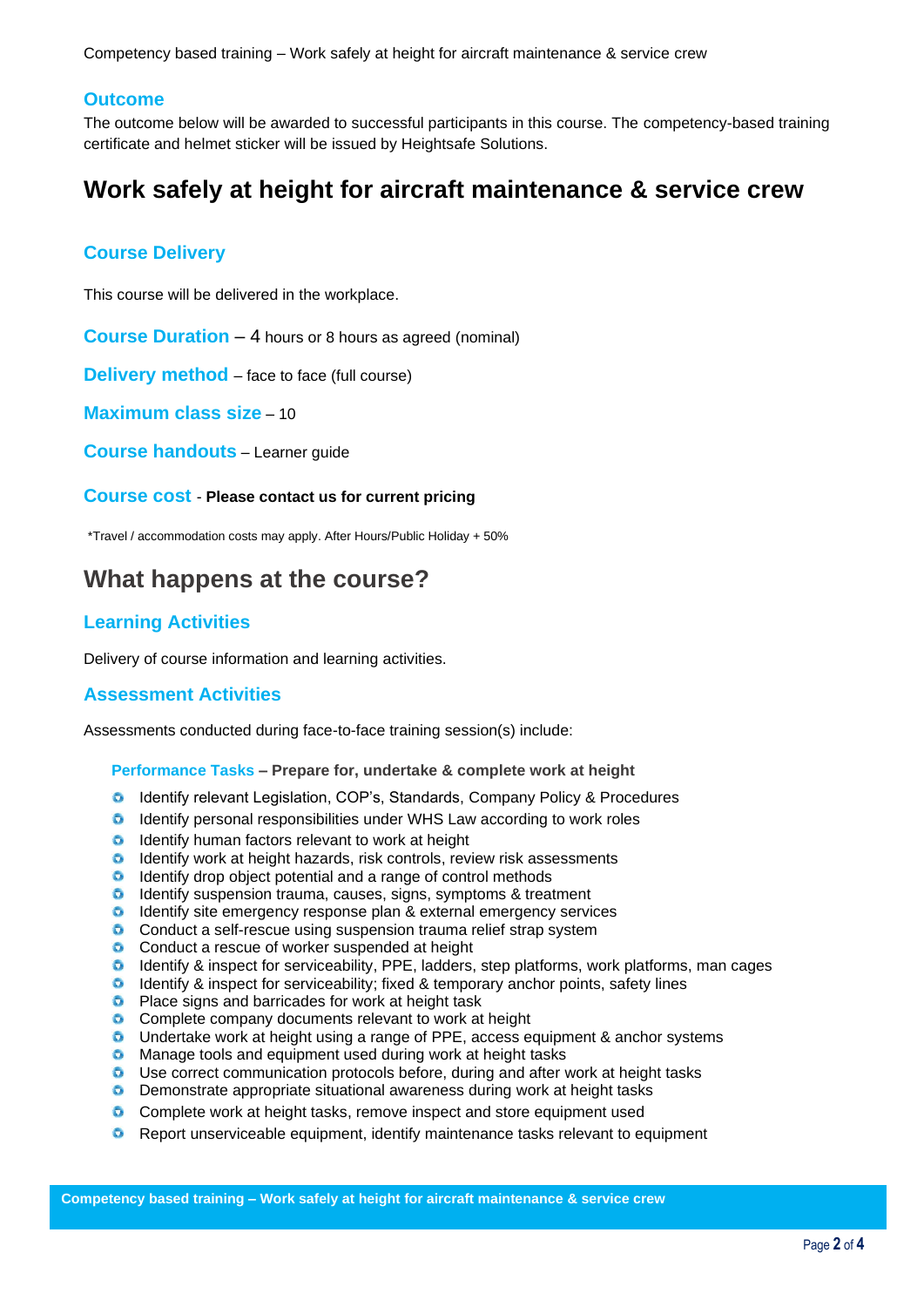Competency based training – Work safely at height for aircraft maintenance & service crew

## Outcome

The outcome below will be awarded to successful participants in this course. The competency-based training certificate and helmet sticker will be issued by Heightsafe Solutions.

# Work safely at height for aircraft maintenance & service crew

## Course Delivery

This course will be delivered in the workplace.

**Course Duration** – 4 hours or 8 hours as agreed (nominal)

**Delivery method** – face to face (full course)

**Maximum class size** – 10

**Course handouts** – Learner guide

**Course cost** - **Please contact us for current pricing**

*Travel / accommodation costs may apply. After Hours/Public Holiday + 50%

# What happens at the course?

## Learning Activities

Delivery of course information and learning activities.

## Assessment Activities

Assessments conducted during face-to-face training session(s) include:

### Performance Tasks – Prepare for, undertake & complete work at height

- Identify relevant Legislation, COP's, Standards, Company Policy & Procedures
- Identify personal responsibilities under WHS Law according to work roles
- Identify human factors relevant to work at height
- Identify work at height hazards, risk controls, review risk assessments
- Identify drop object potential and a range of control methods
- Identify suspension trauma, causes, signs, symptoms & treatment
- Identify site emergency response plan & external emergency services
- Conduct a self-rescue using suspension trauma relief strap system
- Conduct a rescue of worker suspended at height
- Identify & inspect for serviceability, PPE, ladders, step platforms, work platforms, man cages
- Identify & inspect for serviceability; fixed & temporary anchor points, safety lines
- Place signs and barricades for work at height task
- Complete company documents relevant to work at height
- Undertake work at height using a range of PPE, access equipment & anchor systems
- Manage tools and equipment used during work at height tasks
- Use correct communication protocols before, during and after work at height tasks
- Demonstrate appropriate situational awareness during work at height tasks
- Complete work at height tasks, remove inspect and store equipment used
- Report unserviceable equipment, identify maintenance tasks relevant to equipment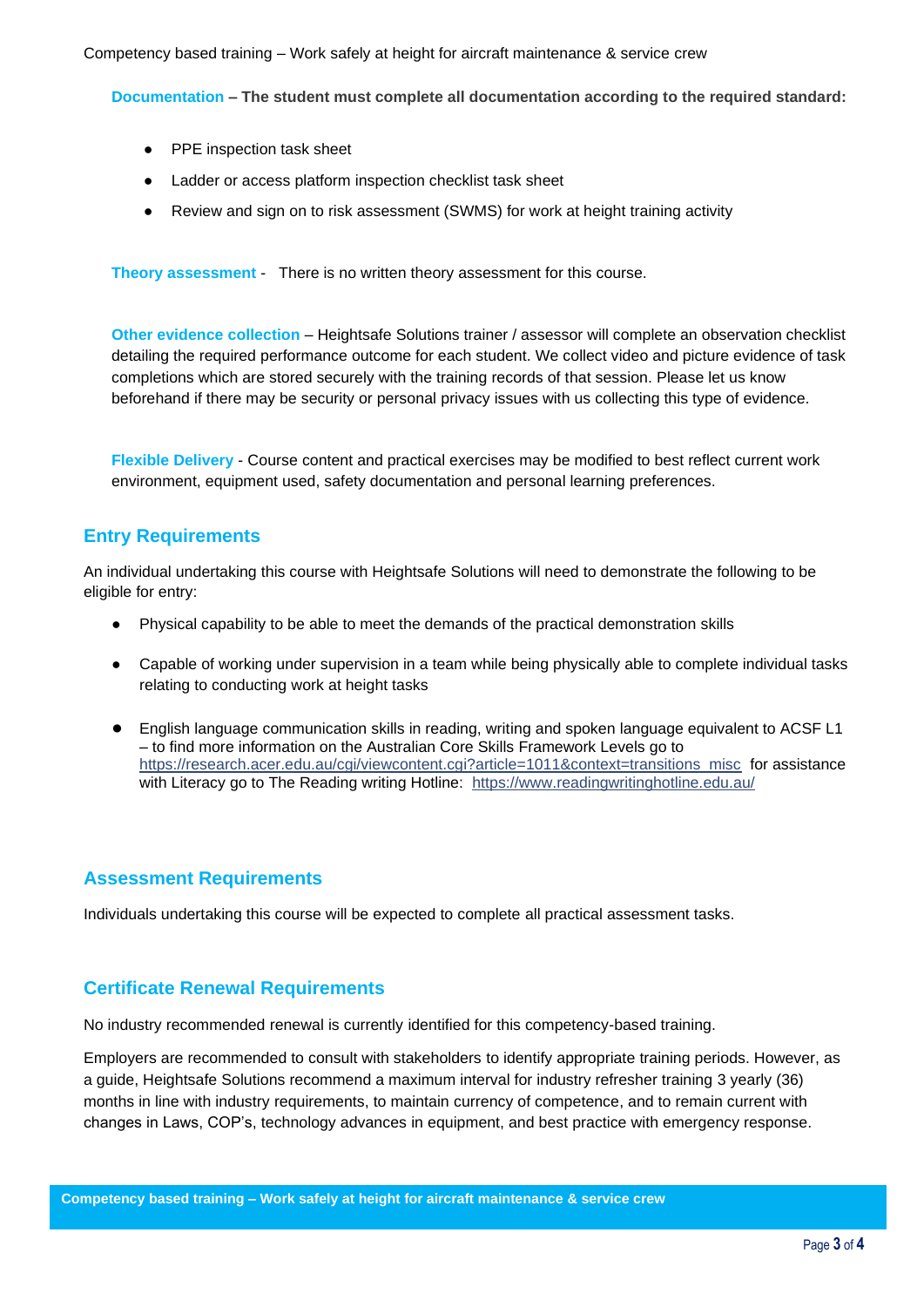**Documentation – The student must complete all documentation according to the required standard:**

- PPE inspection task sheet
- Ladder or access platform inspection checklist task sheet
- Review and sign on to risk assessment (SWMS) for work at height training activity

**Theory assessment** - There is no written theory assessment for this course.

**Other evidence collection** – Heightsafe Solutions trainer / assessor will complete an observation checklist detailing the required performance outcome for each student. We collect video and picture evidence of task completions which are stored securely with the training records of that session. Please let us know beforehand if there may be security or personal privacy issues with us collecting this type of evidence.

**Flexible Delivery** - Course content and practical exercises may be modified to best reflect current work environment, equipment used, safety documentation and personal learning preferences.

## Entry Requirements

An individual undertaking this course with Heightsafe Solutions will need to demonstrate the following to be eligible for entry:

- Physical capability to be able to meet the demands of the practical demonstration skills
- Capable of working under supervision in a team while being physically able to complete individual tasks relating to conducting work at height tasks
- English language communication skills in reading, writing and spoken language equivalent to ACSF L1 – to find more information on the Australian Core Skills Framework Levels go to https://research.acer.edu.au/cgi/viewcontent.cgi?article=1011&context=transitions_misc for assistance with Literacy go to The Reading writing Hotline: https://www.readingwritinghotline.edu.au/

## Assessment Requirements

Individuals undertaking this course will be expected to complete all practical assessment tasks.

## Certificate Renewal Requirements

No industry recommended renewal is currently identified for this competency-based training.

Employers are recommended to consult with stakeholders to identify appropriate training periods. However, as a guide, Heightsafe Solutions recommend a maximum interval for industry refresher training 3 yearly (36) months in line with industry requirements, to maintain currency of competence, and to remain current with changes in Laws, COP's, technology advances in equipment, and best practice with emergency response.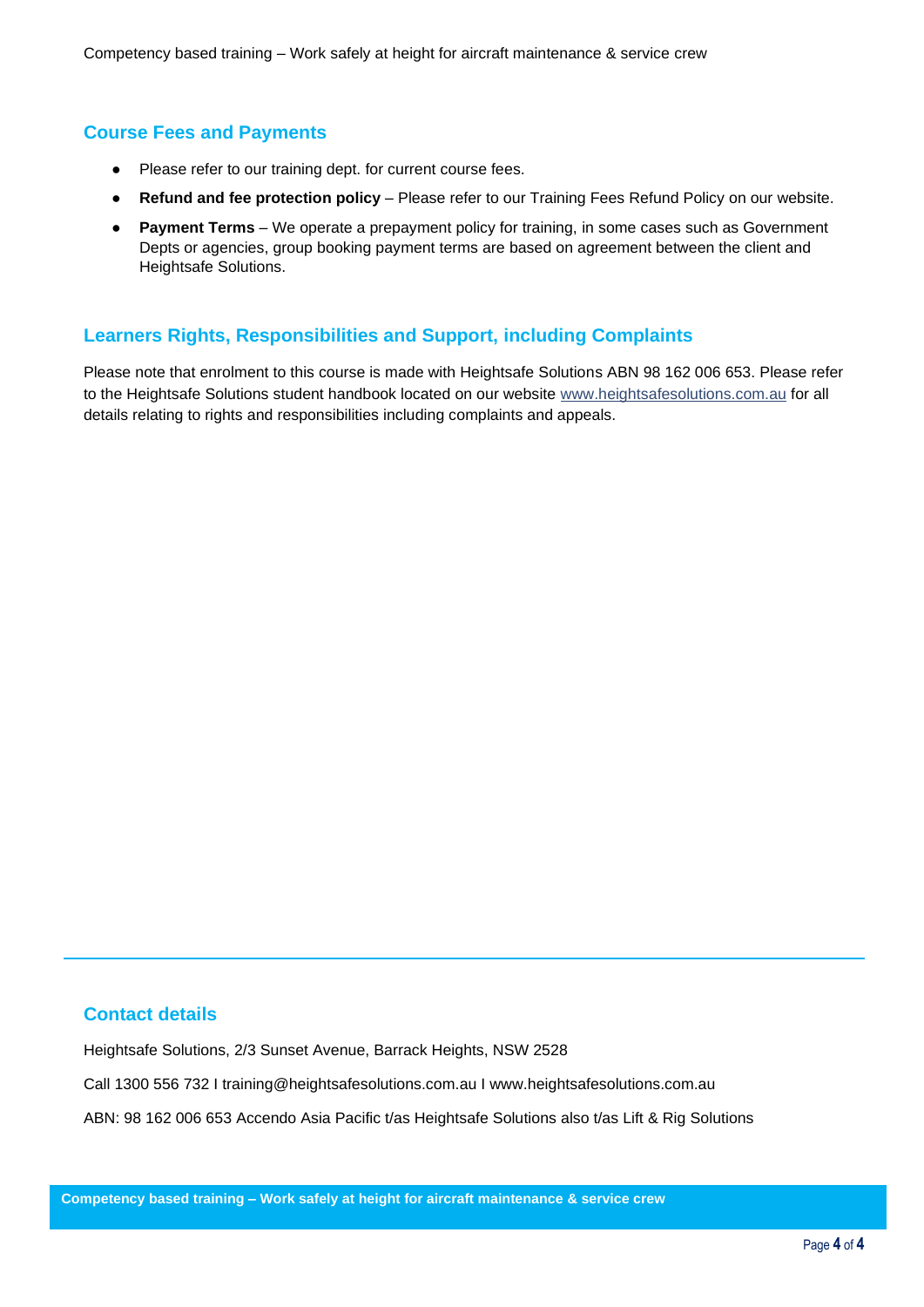## Course Fees and Payments

- Please refer to our training dept. for current course fees.
- **Refund and fee protection policy** – Please refer to our Training Fees Refund Policy on our website.
- **Payment Terms** – We operate a prepayment policy for training, in some cases such as Government Depts or agencies, group booking payment terms are based on agreement between the client and Heightsafe Solutions.

## Learners Rights, Responsibilities and Support, including Complaints

Please note that enrolment to this course is made with Heightsafe Solutions ABN 98 162 006 653. Please refer to the Heightsafe Solutions student handbook located on our website www.heightsafesolutions.com.au for all details relating to rights and responsibilities including complaints and appeals.

## Contact details

Heightsafe Solutions, 2/3 Sunset Avenue, Barrack Heights, NSW 2528

Call 1300 556 732 I training@heightsafesolutions.com.au I www.heightsafesolutions.com.au

ABN: 98 162 006 653 Accendo Asia Pacific t/as Heightsafe Solutions also t/as Lift & Rig Solutions